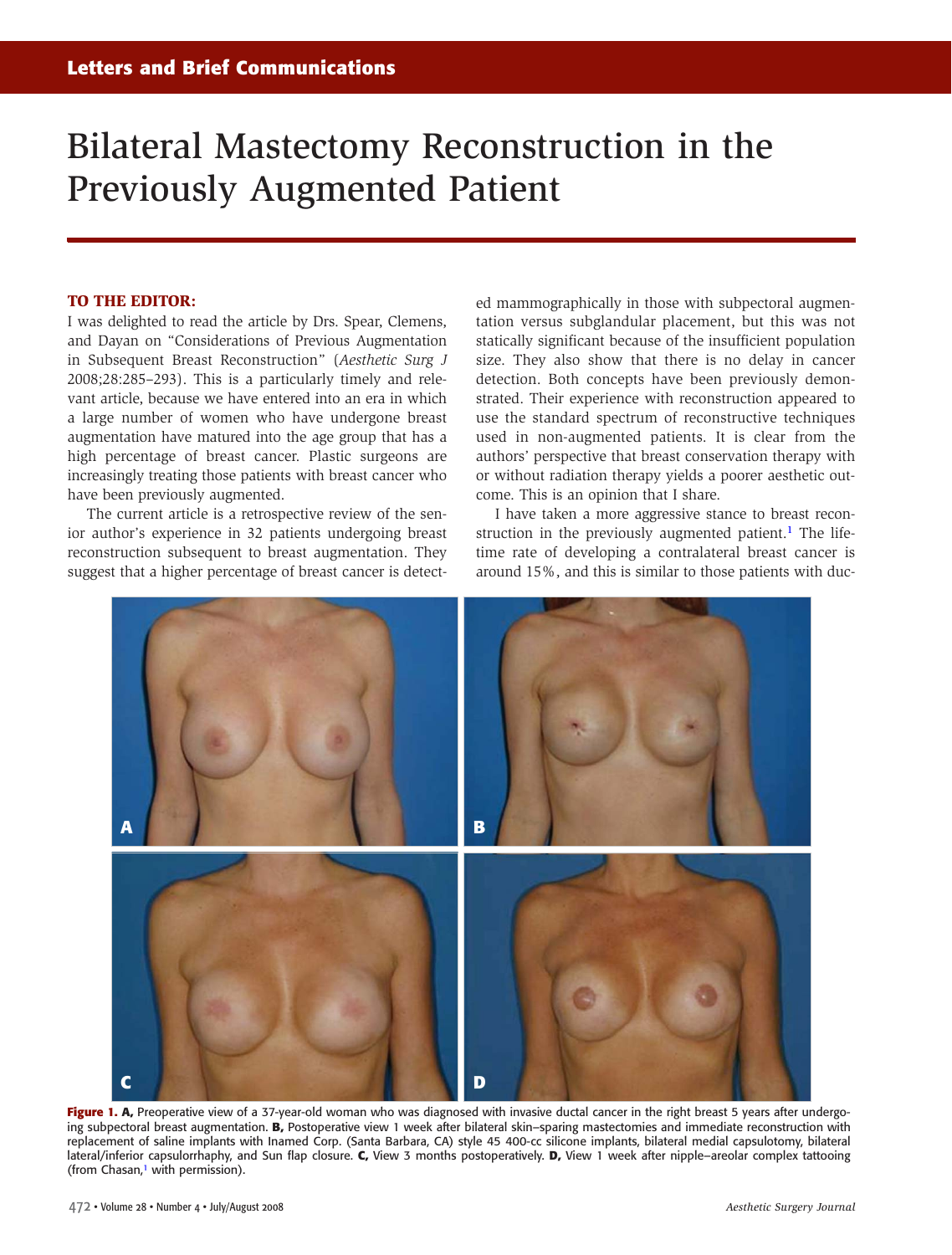Letters and Brief Communications

# Bilateral Mastectomy Reconstruction in the Previously Augmented Patient

**TO THE EDITOR:**

I was delighted to read the article by Drs. Spear, Clemens, and Dayan on "Considerations of Previous Augmentation in Subsequent Breast Reconstruction" (*Aesthetic Surg J* 2008;28:285–293). This is a particularly timely and relevant article, because we have entered into an era in which a large number of women who have undergone breast augmentation have matured into the age group that has a high percentage of breast cancer. Plastic surgeons are increasingly treating those patients with breast cancer who have been previously augmented.

The current article is a retrospective review of the senior author's experience in 32 patients undergoing breast reconstruction subsequent to breast augmentation. They suggest that a higher percentage of breast cancer is detected mammographically in those with subpectoral augmentation versus subglandular placement, but this was not statically significant because of the insufficient population size. They also show that there is no delay in cancer detection. Both concepts have been previously demonstrated. Their experience with reconstruction appeared to use the standard spectrum of reconstructive techniques used in non-augmented patients. It is clear from the authors' perspective that breast conservation therapy with or without radiation therapy yields a poorer aesthetic outcome. This is an opinion that I share.

I have taken a more aggressive stance to breast reconstruction in the previously augmented patient.[1] The lifetime rate of developing a contralateral breast cancer is around 15%, and this is similar to those patients with duc-

**Figure 1. A,** Preoperative view of a 37-year-old woman who was diagnosed with invasive ductal cancer in the right breast 5 years after undergoing subpectoral breast augmentation. **B,** Postoperative view 1 week after bilateral skin–sparing mastectomies and immediate reconstruction with replacement of saline implants with Inamed Corp. (Santa Barbara, CA) style 45 400-cc silicone implants, bilateral medial capsulotomy, bilateral lateral/inferior capsulorrhaphy, and Sun flap closure. **C,** View 3 months postoperatively. **D,** View 1 week after nipple–areolar complex tattooing (from Chasan,[1] with permission).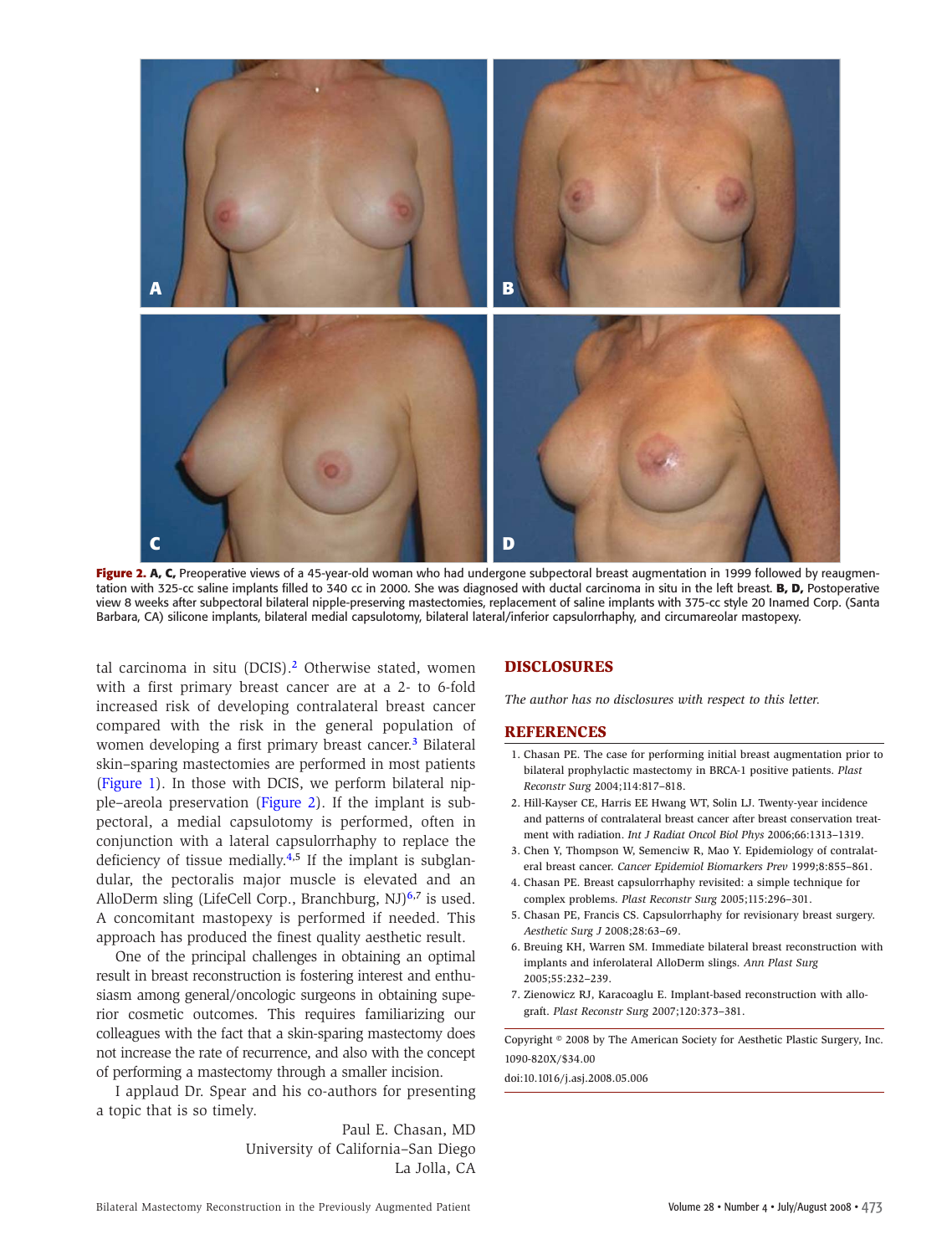**Figure 2.** **A, C,** Preoperative views of a 45-year-old woman who had undergone subpectoral breast augmentation in 1999 followed by reaugmentation with 325-cc saline implants filled to 340 cc in 2000. She was diagnosed with ductal carcinoma in situ in the left breast. **B, D,** Postoperative view 8 weeks after subpectoral bilateral nipple-preserving mastectomies, replacement of saline implants with 375-cc style 20 Inamed Corp. (Santa Barbara, CA) silicone implants, bilateral medial capsulotomy, bilateral lateral/inferior capsulorrhaphy, and circumareolar mastopexy.

tal carcinoma in situ (DCIS).[2] Otherwise stated, women with a first primary breast cancer are at a 2- to 6-fold increased risk of developing contralateral breast cancer compared with the risk in the general population of women developing a first primary breast cancer.[3] Bilateral skin–sparing mastectomies are performed in most patients (Figure 1). In those with DCIS, we perform bilateral nipple–areola preservation (Figure 2). If the implant is subpectoral, a medial capsulotomy is performed, often in conjunction with a lateral capsulorrhaphy to replace the deficiency of tissue medially.[4,5] If the implant is subglandular, the pectoralis major muscle is elevated and an AlloDerm sling (LifeCell Corp., Branchburg, NJ)[6,7] is used. A concomitant mastopexy is performed if needed. This approach has produced the finest quality aesthetic result.

One of the principal challenges in obtaining an optimal result in breast reconstruction is fostering interest and enthusiasm among general/oncologic surgeons in obtaining superior cosmetic outcomes. This requires familiarizing our colleagues with the fact that a skin-sparing mastectomy does not increase the rate of recurrence, and also with the concept of performing a mastectomy through a smaller incision.

I applaud Dr. Spear and his co-authors for presenting a topic that is so timely.

Paul E. Chasan, MD
University of California–San Diego
La Jolla, CA

## DISCLOSURES

*The author has no disclosures with respect to this letter.*

## REFERENCES

1. Chasan PE. The case for performing initial breast augmentation prior to bilateral prophylactic mastectomy in BRCA-1 positive patients. *Plast Reconstr Surg* 2004;114:817–818.
2. Hill-Kayser CE, Harris EE Hwang WT, Solin LJ. Twenty-year incidence and patterns of contralateral breast cancer after breast conservation treatment with radiation. *Int J Radiat Oncol Biol Phys* 2006;66:1313–1319.
3. Chen Y, Thompson W, Semenciw R, Mao Y. Epidemiology of contralateral breast cancer. *Cancer Epidemiol Biomarkers Prev* 1999;8:855–861.
4. Chasan PE. Breast capsulorrhaphy revisited: a simple technique for complex problems. *Plast Reconstr Surg* 2005;115:296–301.
5. Chasan PE, Francis CS. Capsulorrhaphy for revisionary breast surgery. *Aesthetic Surg J* 2008;28:63–69.
6. Breuing KH, Warren SM. Immediate bilateral breast reconstruction with implants and inferolateral AlloDerm slings. *Ann Plast Surg* 2005;55:232–239.
7. Zienowicz RJ, Karacaoglu E. Implant-based reconstruction with allograft. *Plast Reconstr Surg* 2007;120:373–381.

Copyright © 2008 by The American Society for Aesthetic Plastic Surgery, Inc.
1090-820X/$34.00
doi:10.1016/j.asj.2008.05.006